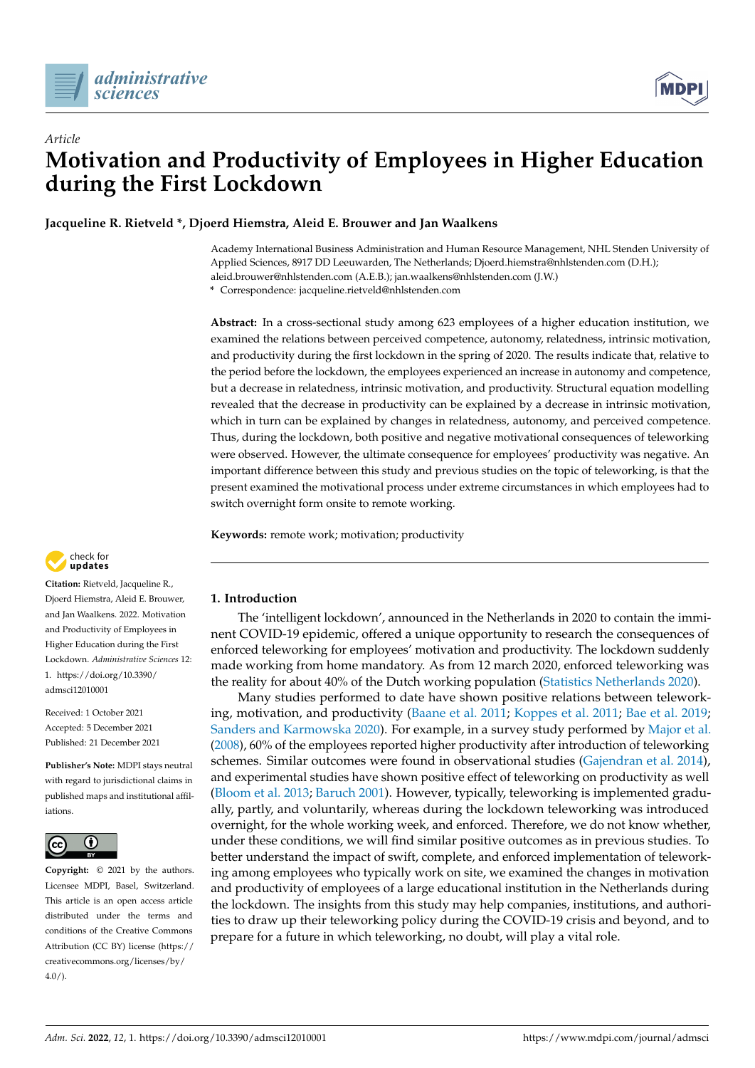*Article*

# Motivation and Productivity of Employees in Higher Education during the First Lockdown

**Jacqueline R. Rietveld \*, Djoerd Hiemstra, Aleid E. Brouwer and Jan Waalkens**

Academy International Business Administration and Human Resource Management, NHL Stenden University of Applied Sciences, 8917 DD Leeuwarden, The Netherlands; Djoerd.hiemstra@nhlstenden.com (D.H.); aleid.brouwer@nhlstenden.com (A.E.B.); jan.waalkens@nhlstenden.com (J.W.)

\* Correspondence: jacqueline.rietveld@nhlstenden.com

**Abstract:** In a cross-sectional study among 623 employees of a higher education institution, we examined the relations between perceived competence, autonomy, relatedness, intrinsic motivation, and productivity during the first lockdown in the spring of 2020. The results indicate that, relative to the period before the lockdown, the employees experienced an increase in autonomy and competence, but a decrease in relatedness, intrinsic motivation, and productivity. Structural equation modelling revealed that the decrease in productivity can be explained by a decrease in intrinsic motivation, which in turn can be explained by changes in relatedness, autonomy, and perceived competence. Thus, during the lockdown, both positive and negative motivational consequences of teleworking were observed. However, the ultimate consequence for employees' productivity was negative. An important difference between this study and previous studies on the topic of teleworking, is that the present examined the motivational process under extreme circumstances in which employees had to switch overnight form onsite to remote working.

**Keywords:** remote work; motivation; productivity

**Citation:** Rietveld, Jacqueline R., Djoerd Hiemstra, Aleid E. Brouwer, and Jan Waalkens. 2022. Motivation and Productivity of Employees in Higher Education during the First Lockdown. *Administrative Sciences* 12: 1. https://doi.org/10.3390/admsci12010001

Received: 1 October 2021
Accepted: 5 December 2021
Published: 21 December 2021

**Publisher's Note:** MDPI stays neutral with regard to jurisdictional claims in published maps and institutional affiliations.

**Copyright:** © 2021 by the authors. Licensee MDPI, Basel, Switzerland. This article is an open access article distributed under the terms and conditions of the Creative Commons Attribution (CC BY) license (https://creativecommons.org/licenses/by/4.0/).

## 1. Introduction

The 'intelligent lockdown', announced in the Netherlands in 2020 to contain the imminent COVID-19 epidemic, offered a unique opportunity to research the consequences of enforced teleworking for employees' motivation and productivity. The lockdown suddenly made working from home mandatory. As from 12 march 2020, enforced teleworking was the reality for about 40% of the Dutch working population (Statistics Netherlands 2020).

Many studies performed to date have shown positive relations between teleworking, motivation, and productivity (Baane et al. 2011; Koppes et al. 2011; Bae et al. 2019; Sanders and Karmowska 2020). For example, in a survey study performed by Major et al. (2008), 60% of the employees reported higher productivity after introduction of teleworking schemes. Similar outcomes were found in observational studies (Gajendran et al. 2014), and experimental studies have shown positive effect of teleworking on productivity as well (Bloom et al. 2013; Baruch 2001). However, typically, teleworking is implemented gradually, partly, and voluntarily, whereas during the lockdown teleworking was introduced overnight, for the whole working week, and enforced. Therefore, we do not know whether, under these conditions, we will find similar positive outcomes as in previous studies. To better understand the impact of swift, complete, and enforced implementation of teleworking among employees who typically work on site, we examined the changes in motivation and productivity of employees of a large educational institution in the Netherlands during the lockdown. The insights from this study may help companies, institutions, and authorities to draw up their teleworking policy during the COVID-19 crisis and beyond, and to prepare for a future in which teleworking, no doubt, will play a vital role.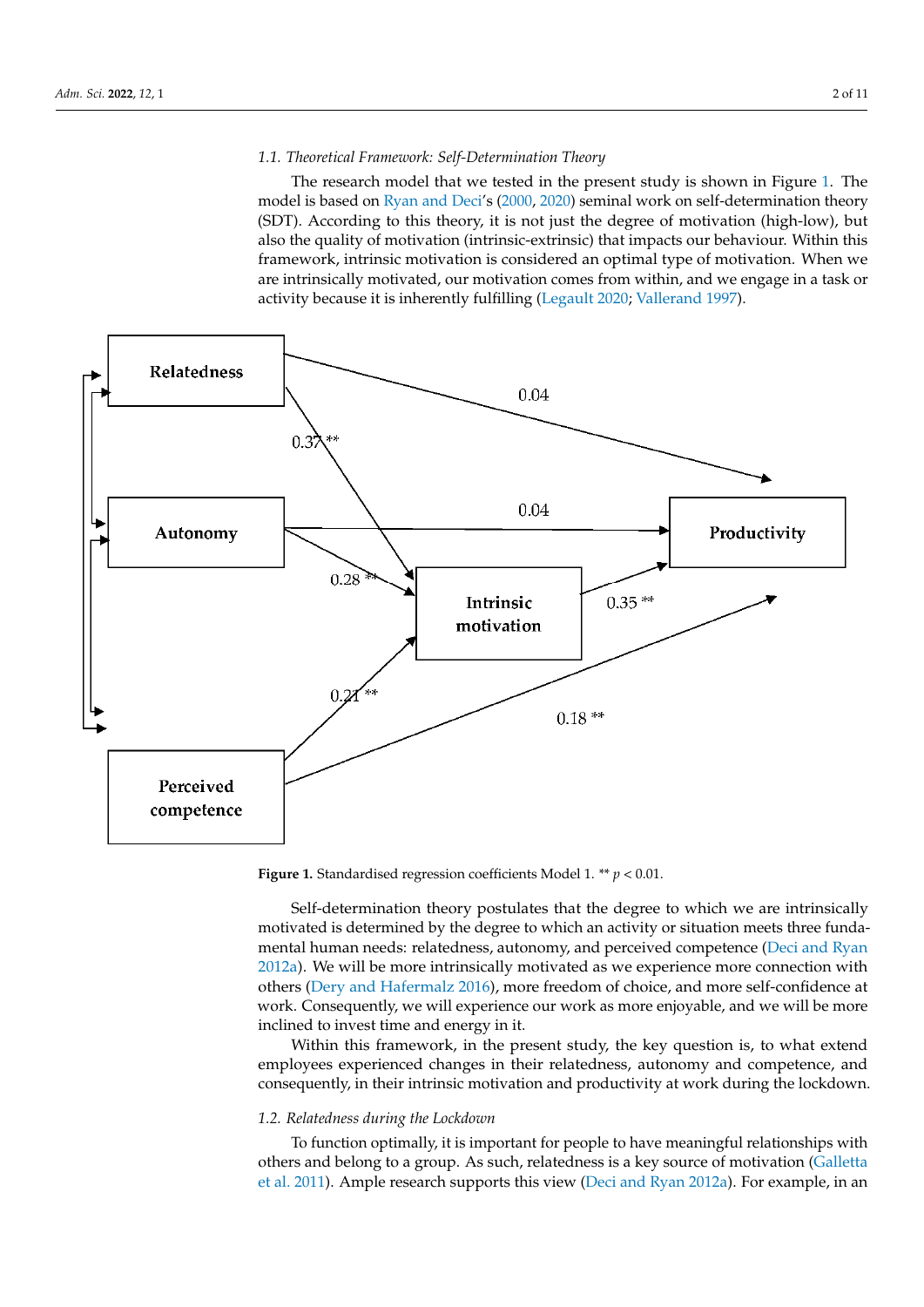### 1.1. Theoretical Framework: Self-Determination Theory

The research model that we tested in the present study is shown in Figure 1. The model is based on Ryan and Deci's (2000, 2020) seminal work on self-determination theory (SDT). According to this theory, it is not just the degree of motivation (high-low), but also the quality of motivation (intrinsic-extrinsic) that impacts our behaviour. Within this framework, intrinsic motivation is considered an optimal type of motivation. When we are intrinsically motivated, our motivation comes from within, and we engage in a task or activity because it is inherently fulfilling (Legault 2020; Vallerand 1997).

**Figure 1.** Standardised regression coefficients Model 1. ** $p < 0.01$.

Self-determination theory postulates that the degree to which we are intrinsically motivated is determined by the degree to which an activity or situation meets three fundamental human needs: relatedness, autonomy, and perceived competence (Deci and Ryan 2012a). We will be more intrinsically motivated as we experience more connection with others (Dery and Hafermalz 2016), more freedom of choice, and more self-confidence at work. Consequently, we will experience our work as more enjoyable, and we will be more inclined to invest time and energy in it.

Within this framework, in the present study, the key question is, to what extend employees experienced changes in their relatedness, autonomy and competence, and consequently, in their intrinsic motivation and productivity at work during the lockdown.

### 1.2. Relatedness during the Lockdown

To function optimally, it is important for people to have meaningful relationships with others and belong to a group. As such, relatedness is a key source of motivation (Galletta et al. 2011). Ample research supports this view (Deci and Ryan 2012a). For example, in an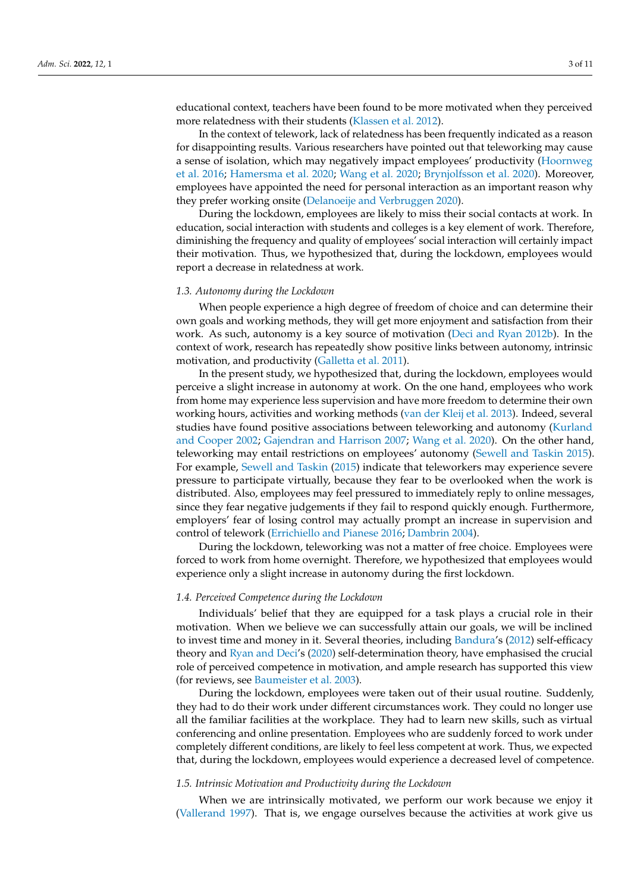educational context, teachers have been found to be more motivated when they perceived more relatedness with their students (Klassen et al. 2012).

In the context of telework, lack of relatedness has been frequently indicated as a reason for disappointing results. Various researchers have pointed out that teleworking may cause a sense of isolation, which may negatively impact employees' productivity (Hoornweg et al. 2016; Hamersma et al. 2020; Wang et al. 2020; Brynjolfsson et al. 2020). Moreover, employees have appointed the need for personal interaction as an important reason why they prefer working onsite (Delanoeije and Verbruggen 2020).

During the lockdown, employees are likely to miss their social contacts at work. In education, social interaction with students and colleges is a key element of work. Therefore, diminishing the frequency and quality of employees' social interaction will certainly impact their motivation. Thus, we hypothesized that, during the lockdown, employees would report a decrease in relatedness at work.

### 1.3. Autonomy during the Lockdown

When people experience a high degree of freedom of choice and can determine their own goals and working methods, they will get more enjoyment and satisfaction from their work. As such, autonomy is a key source of motivation (Deci and Ryan 2012b). In the context of work, research has repeatedly show positive links between autonomy, intrinsic motivation, and productivity (Galletta et al. 2011).

In the present study, we hypothesized that, during the lockdown, employees would perceive a slight increase in autonomy at work. On the one hand, employees who work from home may experience less supervision and have more freedom to determine their own working hours, activities and working methods (van der Kleij et al. 2013). Indeed, several studies have found positive associations between teleworking and autonomy (Kurland and Cooper 2002; Gajendran and Harrison 2007; Wang et al. 2020). On the other hand, teleworking may entail restrictions on employees' autonomy (Sewell and Taskin 2015). For example, Sewell and Taskin (2015) indicate that teleworkers may experience severe pressure to participate virtually, because they fear to be overlooked when the work is distributed. Also, employees may feel pressured to immediately reply to online messages, since they fear negative judgements if they fail to respond quickly enough. Furthermore, employers' fear of losing control may actually prompt an increase in supervision and control of telework (Errichiello and Pianese 2016; Dambrin 2004).

During the lockdown, teleworking was not a matter of free choice. Employees were forced to work from home overnight. Therefore, we hypothesized that employees would experience only a slight increase in autonomy during the first lockdown.

### 1.4. Perceived Competence during the Lockdown

Individuals' belief that they are equipped for a task plays a crucial role in their motivation. When we believe we can successfully attain our goals, we will be inclined to invest time and money in it. Several theories, including Bandura's (2012) self-efficacy theory and Ryan and Deci's (2020) self-determination theory, have emphasised the crucial role of perceived competence in motivation, and ample research has supported this view (for reviews, see Baumeister et al. 2003).

During the lockdown, employees were taken out of their usual routine. Suddenly, they had to do their work under different circumstances work. They could no longer use all the familiar facilities at the workplace. They had to learn new skills, such as virtual conferencing and online presentation. Employees who are suddenly forced to work under completely different conditions, are likely to feel less competent at work. Thus, we expected that, during the lockdown, employees would experience a decreased level of competence.

### 1.5. Intrinsic Motivation and Productivity during the Lockdown

When we are intrinsically motivated, we perform our work because we enjoy it (Vallerand 1997). That is, we engage ourselves because the activities at work give us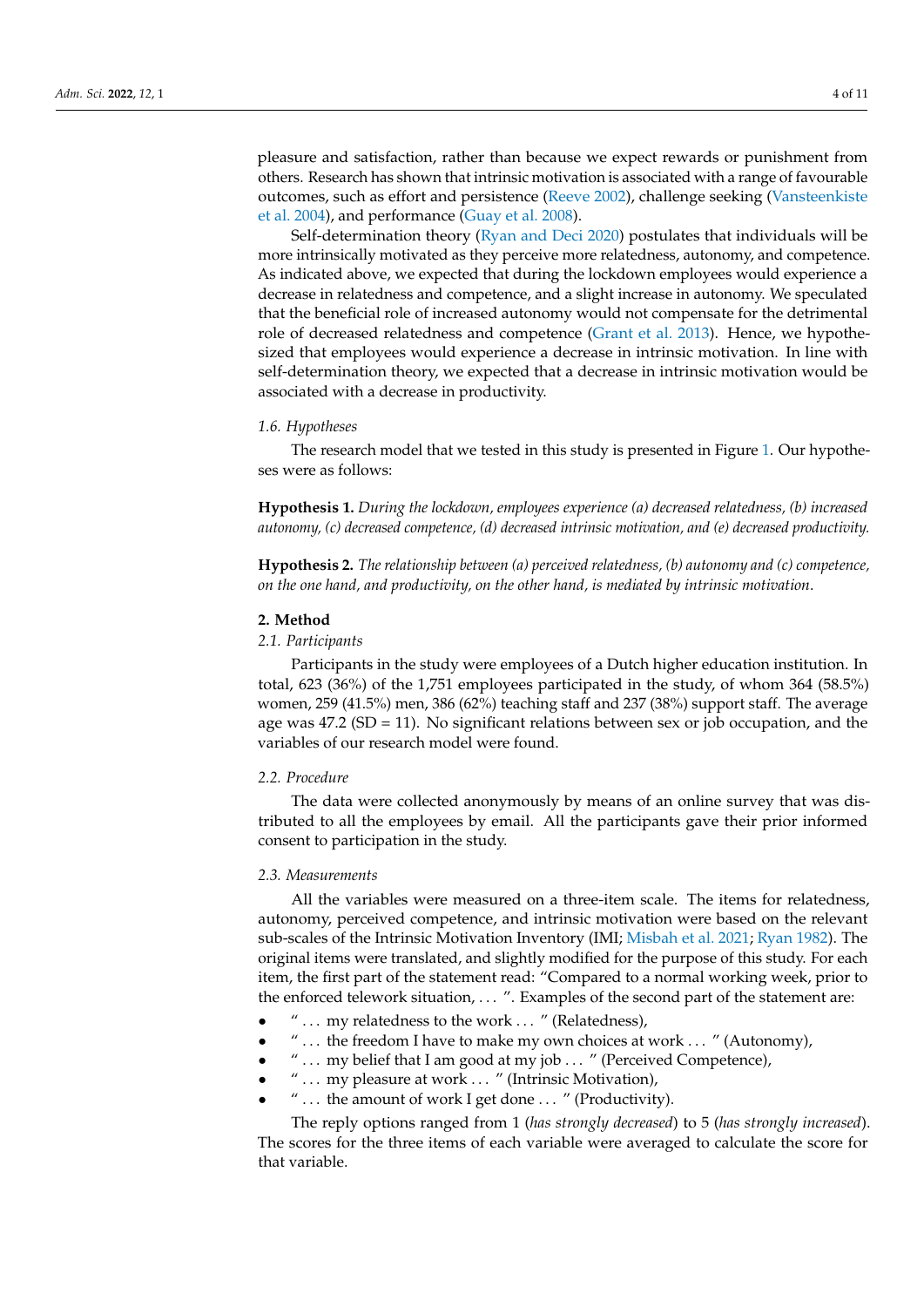pleasure and satisfaction, rather than because we expect rewards or punishment from others. Research has shown that intrinsic motivation is associated with a range of favourable outcomes, such as effort and persistence (Reeve 2002), challenge seeking (Vansteenkiste et al. 2004), and performance (Guay et al. 2008).

Self-determination theory (Ryan and Deci 2020) postulates that individuals will be more intrinsically motivated as they perceive more relatedness, autonomy, and competence. As indicated above, we expected that during the lockdown employees would experience a decrease in relatedness and competence, and a slight increase in autonomy. We speculated that the beneficial role of increased autonomy would not compensate for the detrimental role of decreased relatedness and competence (Grant et al. 2013). Hence, we hypothesized that employees would experience a decrease in intrinsic motivation. In line with self-determination theory, we expected that a decrease in intrinsic motivation would be associated with a decrease in productivity.

### 1.6. Hypotheses

The research model that we tested in this study is presented in Figure 1. Our hypotheses were as follows:

**Hypothesis 1.** *During the lockdown, employees experience (a) decreased relatedness, (b) increased autonomy, (c) decreased competence, (d) decreased intrinsic motivation, and (e) decreased productivity.*

**Hypothesis 2.** *The relationship between (a) perceived relatedness, (b) autonomy and (c) competence, on the one hand, and productivity, on the other hand, is mediated by intrinsic motivation*.

## 2. Method

### 2.1. Participants

Participants in the study were employees of a Dutch higher education institution. In total, 623 (36%) of the 1,751 employees participated in the study, of whom 364 (58.5%) women, 259 (41.5%) men, 386 (62%) teaching staff and 237 (38%) support staff. The average age was 47.2 (SD = 11). No significant relations between sex or job occupation, and the variables of our research model were found.

### 2.2. Procedure

The data were collected anonymously by means of an online survey that was distributed to all the employees by email. All the participants gave their prior informed consent to participation in the study.

### 2.3. Measurements

All the variables were measured on a three-item scale. The items for relatedness, autonomy, perceived competence, and intrinsic motivation were based on the relevant sub-scales of the Intrinsic Motivation Inventory (IMI; Misbah et al. 2021; Ryan 1982). The original items were translated, and slightly modified for the purpose of this study. For each item, the first part of the statement read: "Compared to a normal working week, prior to the enforced telework situation, … ". Examples of the second part of the statement are:

- " … my relatedness to the work … " (Relatedness),
- " … the freedom I have to make my own choices at work … " (Autonomy),
- " … my belief that I am good at my job … " (Perceived Competence),
- " … my pleasure at work … " (Intrinsic Motivation),
- " … the amount of work I get done … " (Productivity).

The reply options ranged from 1 (*has strongly decreased*) to 5 (*has strongly increased*). The scores for the three items of each variable were averaged to calculate the score for that variable.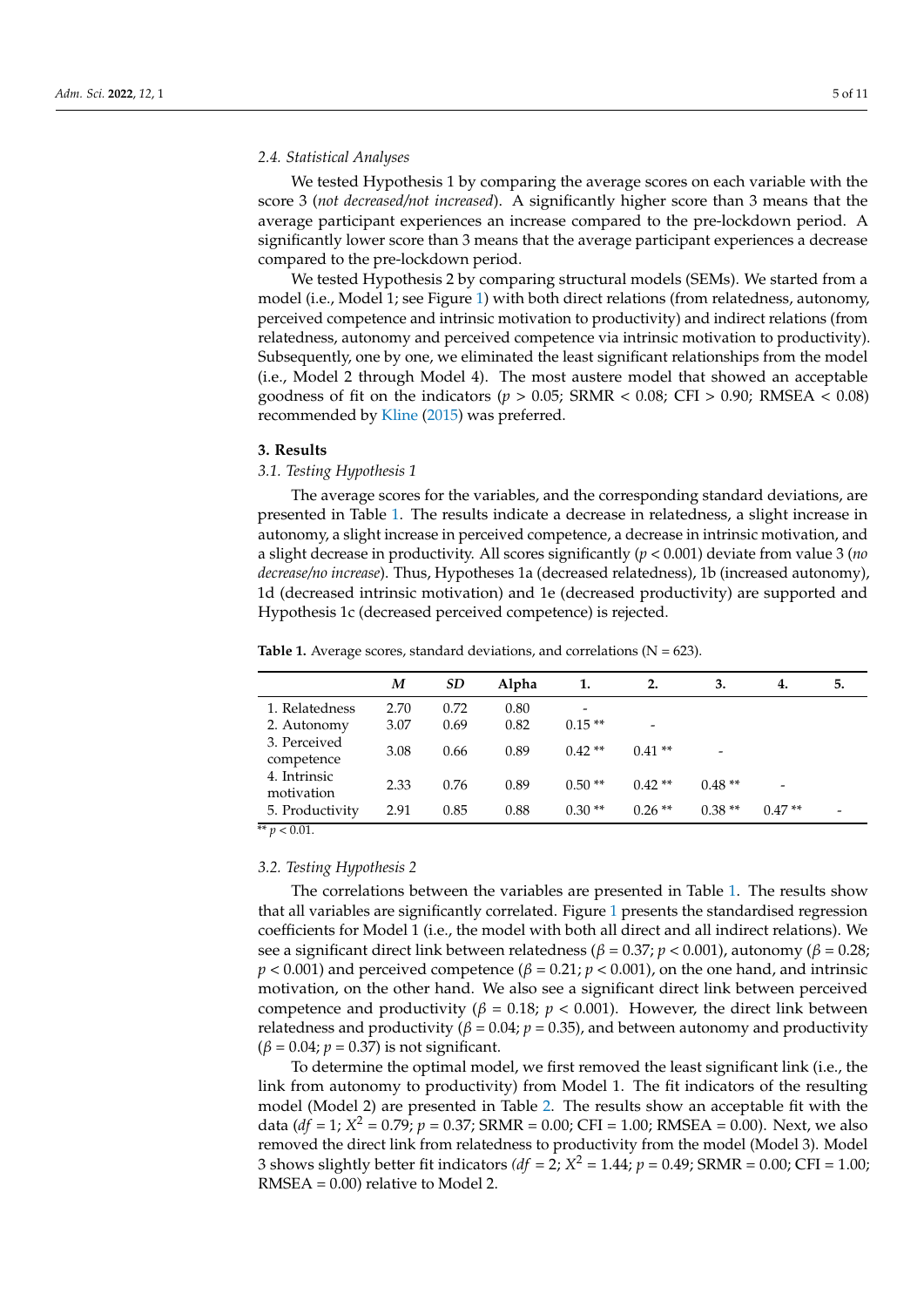### 2.4. Statistical Analyses

We tested Hypothesis 1 by comparing the average scores on each variable with the score 3 (*not decreased/not increased*). A significantly higher score than 3 means that the average participant experiences an increase compared to the pre-lockdown period. A significantly lower score than 3 means that the average participant experiences a decrease compared to the pre-lockdown period.

We tested Hypothesis 2 by comparing structural models (SEMs). We started from a model (i.e., Model 1; see Figure 1) with both direct relations (from relatedness, autonomy, perceived competence and intrinsic motivation to productivity) and indirect relations (from relatedness, autonomy and perceived competence via intrinsic motivation to productivity). Subsequently, one by one, we eliminated the least significant relationships from the model (i.e., Model 2 through Model 4). The most austere model that showed an acceptable goodness of fit on the indicators ($p > 0.05$; SRMR < 0.08; CFI > 0.90; RMSEA < 0.08) recommended by Kline (2015) was preferred.

## 3. Results

### 3.1. Testing Hypothesis 1

The average scores for the variables, and the corresponding standard deviations, are presented in Table 1. The results indicate a decrease in relatedness, a slight increase in autonomy, a slight increase in perceived competence, a decrease in intrinsic motivation, and a slight decrease in productivity. All scores significantly ($p < 0.001$) deviate from value 3 (*no decrease/no increase*). Thus, Hypotheses 1a (decreased relatedness), 1b (increased autonomy), 1d (decreased intrinsic motivation) and 1e (decreased productivity) are supported and Hypothesis 1c (decreased perceived competence) is rejected.

**Table 1.** Average scores, standard deviations, and correlations (N = 623).

| | *M* | *SD* | Alpha | 1. | 2. | 3. | 4. | 5. |
|---|---|---|---|---|---|---|---|---|
| 1. Relatedness | 2.70 | 0.72 | 0.80 | - | | | | |
| 2. Autonomy | 3.07 | 0.69 | 0.82 | 0.15 ** | - | | | |
| 3. Perceived competence | 3.08 | 0.66 | 0.89 | 0.42 ** | 0.41 ** | - | | |
| 4. Intrinsic motivation | 2.33 | 0.76 | 0.89 | 0.50 ** | 0.42 ** | 0.48 ** | - | |
| 5. Productivity | 2.91 | 0.85 | 0.88 | 0.30 ** | 0.26 ** | 0.38 ** | 0.47 ** | - |

** $p < 0.01$.

### 3.2. Testing Hypothesis 2

The correlations between the variables are presented in Table 1. The results show that all variables are significantly correlated. Figure 1 presents the standardised regression coefficients for Model 1 (i.e., the model with both all direct and all indirect relations). We see a significant direct link between relatedness ($\beta = 0.37$; $p < 0.001$), autonomy ($\beta = 0.28$; $p < 0.001$) and perceived competence ($\beta = 0.21$; $p < 0.001$), on the one hand, and intrinsic motivation, on the other hand. We also see a significant direct link between perceived competence and productivity ($\beta = 0.18$; $p < 0.001$). However, the direct link between relatedness and productivity ($\beta = 0.04$; $p = 0.35$), and between autonomy and productivity ($\beta = 0.04$; $p = 0.37$) is not significant.

To determine the optimal model, we first removed the least significant link (i.e., the link from autonomy to productivity) from Model 1. The fit indicators of the resulting model (Model 2) are presented in Table 2. The results show an acceptable fit with the data ($df = 1$; $X^2 = 0.79$; $p = 0.37$; SRMR = 0.00; CFI = 1.00; RMSEA = 0.00). Next, we also removed the direct link from relatedness to productivity from the model (Model 3). Model 3 shows slightly better fit indicators ($df = 2$; $X^2 = 1.44$; $p = 0.49$; SRMR = 0.00; CFI = 1.00; RMSEA = 0.00) relative to Model 2.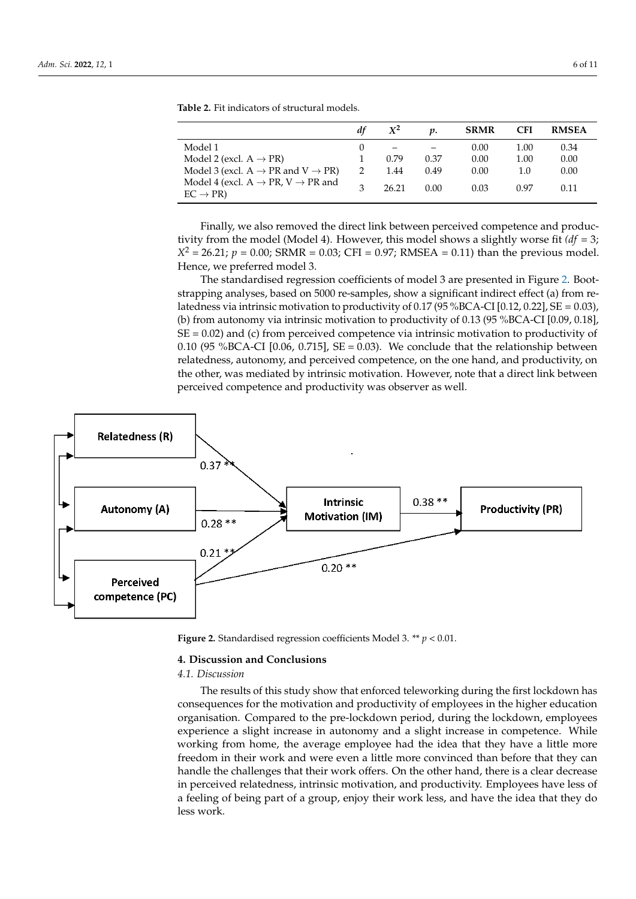**Table 2.** Fit indicators of structural models.

| | *df* | $X^2$ | *p.* | SRMR | CFI | RMSEA |
|---|---|---|---|---|---|---|
| Model 1 | 0 | – | – | 0.00 | 1.00 | 0.34 |
| Model 2 (excl. A → PR) | 1 | 0.79 | 0.37 | 0.00 | 1.00 | 0.00 |
| Model 3 (excl. A → PR and V → PR) | 2 | 1.44 | 0.49 | 0.00 | 1.0 | 0.00 |
| Model 4 (excl. A → PR, V → PR and EC → PR) | 3 | 26.21 | 0.00 | 0.03 | 0.97 | 0.11 |

Finally, we also removed the direct link between perceived competence and productivity from the model (Model 4). However, this model shows a slightly worse fit *(df* = 3; $X^2$ = 26.21; *p* = 0.00; SRMR = 0.03; CFI = 0.97; RMSEA = 0.11) than the previous model. Hence, we preferred model 3.

The standardised regression coefficients of model 3 are presented in Figure 2. Bootstrapping analyses, based on 5000 re-samples, show a significant indirect effect (a) from relatedness via intrinsic motivation to productivity of 0.17 (95 %BCA-CI [0.12, 0.22], SE = 0.03), (b) from autonomy via intrinsic motivation to productivity of 0.13 (95 %BCA-CI [0.09, 0.18], SE = 0.02) and (c) from perceived competence via intrinsic motivation to productivity of 0.10 (95 %BCA-CI [0.06, 0.715], SE = 0.03). We conclude that the relationship between relatedness, autonomy, and perceived competence, on the one hand, and productivity, on the other, was mediated by intrinsic motivation. However, note that a direct link between perceived competence and productivity was observer as well.

**Figure 2.** Standardised regression coefficients Model 3. ** $p < 0.01$.

## 4. Discussion and Conclusions

### *4.1. Discussion*

The results of this study show that enforced teleworking during the first lockdown has consequences for the motivation and productivity of employees in the higher education organisation. Compared to the pre-lockdown period, during the lockdown, employees experience a slight increase in autonomy and a slight increase in competence. While working from home, the average employee had the idea that they have a little more freedom in their work and were even a little more convinced than before that they can handle the challenges that their work offers. On the other hand, there is a clear decrease in perceived relatedness, intrinsic motivation, and productivity. Employees have less of a feeling of being part of a group, enjoy their work less, and have the idea that they do less work.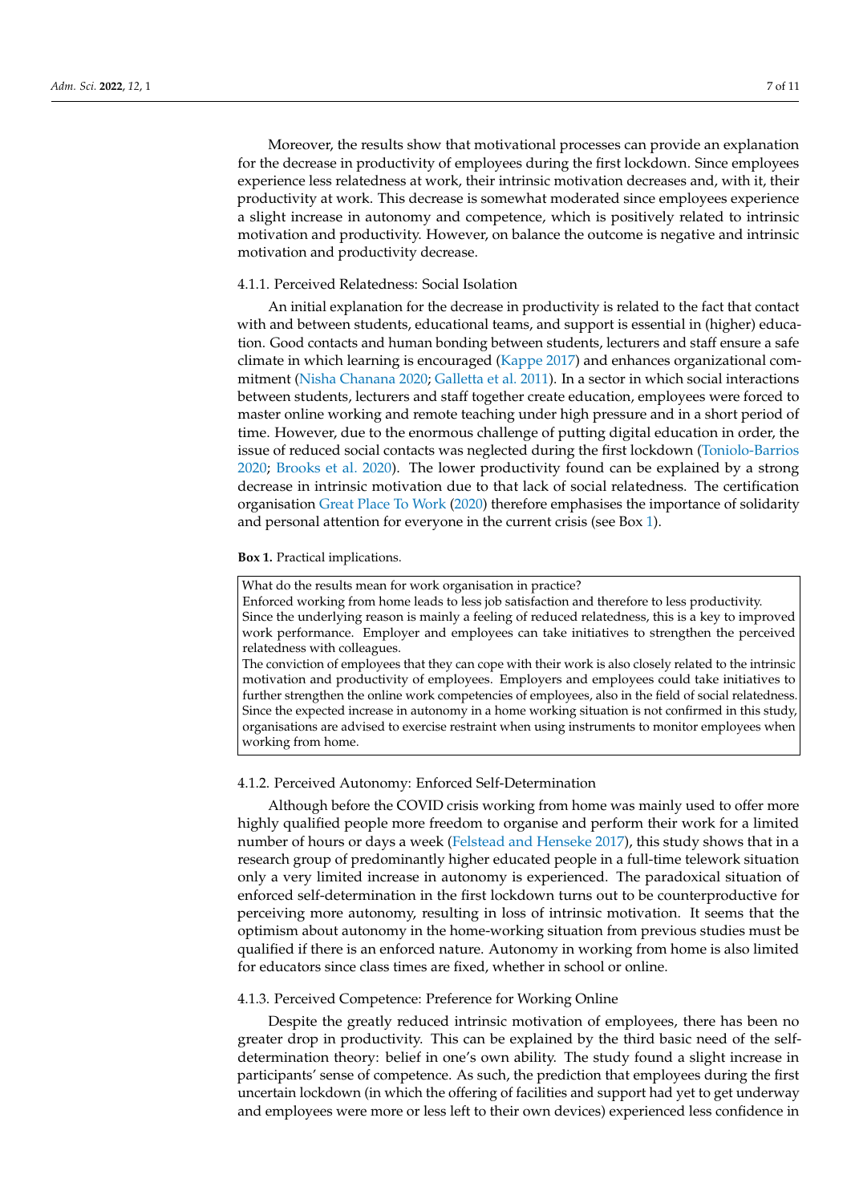Moreover, the results show that motivational processes can provide an explanation for the decrease in productivity of employees during the first lockdown. Since employees experience less relatedness at work, their intrinsic motivation decreases and, with it, their productivity at work. This decrease is somewhat moderated since employees experience a slight increase in autonomy and competence, which is positively related to intrinsic motivation and productivity. However, on balance the outcome is negative and intrinsic motivation and productivity decrease.

#### 4.1.1. Perceived Relatedness: Social Isolation

An initial explanation for the decrease in productivity is related to the fact that contact with and between students, educational teams, and support is essential in (higher) education. Good contacts and human bonding between students, lecturers and staff ensure a safe climate in which learning is encouraged (Kappe 2017) and enhances organizational commitment (Nisha Chanana 2020; Galletta et al. 2011). In a sector in which social interactions between students, lecturers and staff together create education, employees were forced to master online working and remote teaching under high pressure and in a short period of time. However, due to the enormous challenge of putting digital education in order, the issue of reduced social contacts was neglected during the first lockdown (Toniolo-Barrios 2020; Brooks et al. 2020). The lower productivity found can be explained by a strong decrease in intrinsic motivation due to that lack of social relatedness. The certification organisation Great Place To Work (2020) therefore emphasises the importance of solidarity and personal attention for everyone in the current crisis (see Box 1).

**Box 1.** Practical implications.

> What do the results mean for work organisation in practice?
> Enforced working from home leads to less job satisfaction and therefore to less productivity.
> Since the underlying reason is mainly a feeling of reduced relatedness, this is a key to improved work performance. Employer and employees can take initiatives to strengthen the perceived relatedness with colleagues.
> The conviction of employees that they can cope with their work is also closely related to the intrinsic motivation and productivity of employees. Employers and employees could take initiatives to further strengthen the online work competencies of employees, also in the field of social relatedness.
> Since the expected increase in autonomy in a home working situation is not confirmed in this study, organisations are advised to exercise restraint when using instruments to monitor employees when working from home.

#### 4.1.2. Perceived Autonomy: Enforced Self-Determination

Although before the COVID crisis working from home was mainly used to offer more highly qualified people more freedom to organise and perform their work for a limited number of hours or days a week (Felstead and Henseke 2017), this study shows that in a research group of predominantly higher educated people in a full-time telework situation only a very limited increase in autonomy is experienced. The paradoxical situation of enforced self-determination in the first lockdown turns out to be counterproductive for perceiving more autonomy, resulting in loss of intrinsic motivation. It seems that the optimism about autonomy in the home-working situation from previous studies must be qualified if there is an enforced nature. Autonomy in working from home is also limited for educators since class times are fixed, whether in school or online.

#### 4.1.3. Perceived Competence: Preference for Working Online

Despite the greatly reduced intrinsic motivation of employees, there has been no greater drop in productivity. This can be explained by the third basic need of the self-determination theory: belief in one's own ability. The study found a slight increase in participants' sense of competence. As such, the prediction that employees during the first uncertain lockdown (in which the offering of facilities and support had yet to get underway and employees were more or less left to their own devices) experienced less confidence in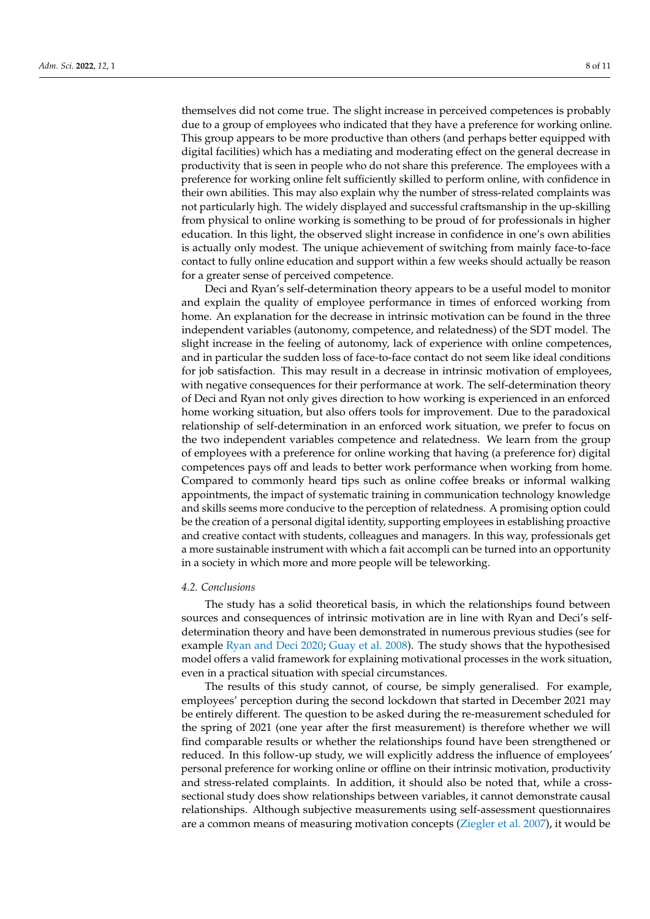themselves did not come true. The slight increase in perceived competences is probably due to a group of employees who indicated that they have a preference for working online. This group appears to be more productive than others (and perhaps better equipped with digital facilities) which has a mediating and moderating effect on the general decrease in productivity that is seen in people who do not share this preference. The employees with a preference for working online felt sufficiently skilled to perform online, with confidence in their own abilities. This may also explain why the number of stress-related complaints was not particularly high. The widely displayed and successful craftsmanship in the up-skilling from physical to online working is something to be proud of for professionals in higher education. In this light, the observed slight increase in confidence in one's own abilities is actually only modest. The unique achievement of switching from mainly face-to-face contact to fully online education and support within a few weeks should actually be reason for a greater sense of perceived competence.

Deci and Ryan's self-determination theory appears to be a useful model to monitor and explain the quality of employee performance in times of enforced working from home. An explanation for the decrease in intrinsic motivation can be found in the three independent variables (autonomy, competence, and relatedness) of the SDT model. The slight increase in the feeling of autonomy, lack of experience with online competences, and in particular the sudden loss of face-to-face contact do not seem like ideal conditions for job satisfaction. This may result in a decrease in intrinsic motivation of employees, with negative consequences for their performance at work. The self-determination theory of Deci and Ryan not only gives direction to how working is experienced in an enforced home working situation, but also offers tools for improvement. Due to the paradoxical relationship of self-determination in an enforced work situation, we prefer to focus on the two independent variables competence and relatedness. We learn from the group of employees with a preference for online working that having (a preference for) digital competences pays off and leads to better work performance when working from home. Compared to commonly heard tips such as online coffee breaks or informal walking appointments, the impact of systematic training in communication technology knowledge and skills seems more conducive to the perception of relatedness. A promising option could be the creation of a personal digital identity, supporting employees in establishing proactive and creative contact with students, colleagues and managers. In this way, professionals get a more sustainable instrument with which a fait accompli can be turned into an opportunity in a society in which more and more people will be teleworking.

### 4.2. Conclusions

The study has a solid theoretical basis, in which the relationships found between sources and consequences of intrinsic motivation are in line with Ryan and Deci's self-determination theory and have been demonstrated in numerous previous studies (see for example Ryan and Deci 2020; Guay et al. 2008). The study shows that the hypothesised model offers a valid framework for explaining motivational processes in the work situation, even in a practical situation with special circumstances.

The results of this study cannot, of course, be simply generalised. For example, employees' perception during the second lockdown that started in December 2021 may be entirely different. The question to be asked during the re-measurement scheduled for the spring of 2021 (one year after the first measurement) is therefore whether we will find comparable results or whether the relationships found have been strengthened or reduced. In this follow-up study, we will explicitly address the influence of employees' personal preference for working online or offline on their intrinsic motivation, productivity and stress-related complaints. In addition, it should also be noted that, while a cross-sectional study does show relationships between variables, it cannot demonstrate causal relationships. Although subjective measurements using self-assessment questionnaires are a common means of measuring motivation concepts (Ziegler et al. 2007), it would be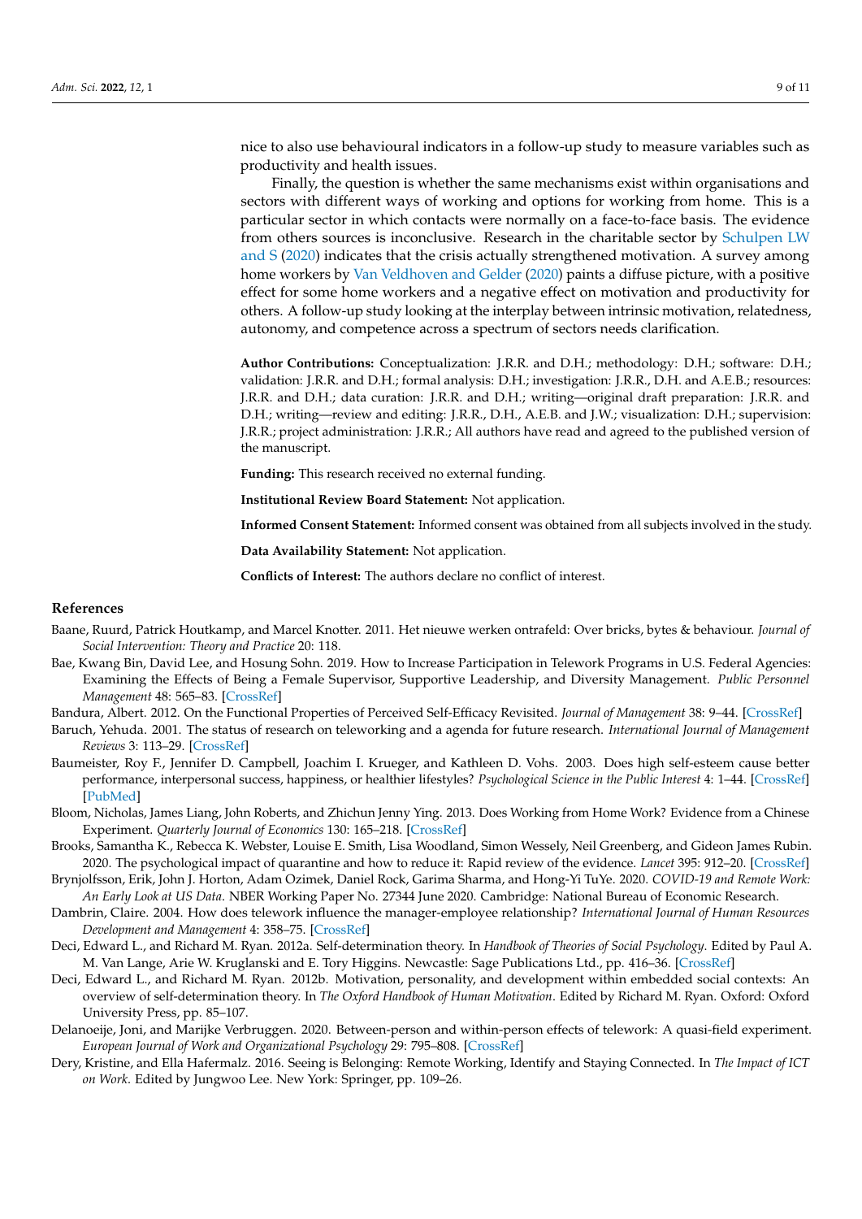nice to also use behavioural indicators in a follow-up study to measure variables such as productivity and health issues.

Finally, the question is whether the same mechanisms exist within organisations and sectors with different ways of working and options for working from home. This is a particular sector in which contacts were normally on a face-to-face basis. The evidence from others sources is inconclusive. Research in the charitable sector by Schulpen LW and S (2020) indicates that the crisis actually strengthened motivation. A survey among home workers by Van Veldhoven and Gelder (2020) paints a diffuse picture, with a positive effect for some home workers and a negative effect on motivation and productivity for others. A follow-up study looking at the interplay between intrinsic motivation, relatedness, autonomy, and competence across a spectrum of sectors needs clarification.

**Author Contributions:** Conceptualization: J.R.R. and D.H.; methodology: D.H.; software: D.H.; validation: J.R.R. and D.H.; formal analysis: D.H.; investigation: J.R.R., D.H. and A.E.B.; resources: J.R.R. and D.H.; data curation: J.R.R. and D.H.; writing—original draft preparation: J.R.R. and D.H.; writing—review and editing: J.R.R., D.H., A.E.B. and J.W.; visualization: D.H.; supervision: J.R.R.; project administration: J.R.R.; All authors have read and agreed to the published version of the manuscript.

**Funding:** This research received no external funding.

**Institutional Review Board Statement:** Not application.

**Informed Consent Statement:** Informed consent was obtained from all subjects involved in the study.

**Data Availability Statement:** Not application.

**Conflicts of Interest:** The authors declare no conflict of interest.

## References

Baane, Ruurd, Patrick Houtkamp, and Marcel Knotter. 2011. Het nieuwe werken ontrafeld: Over bricks, bytes & behaviour. *Journal of Social Intervention: Theory and Practice* 20: 118.

Bae, Kwang Bin, David Lee, and Hosung Sohn. 2019. How to Increase Participation in Telework Programs in U.S. Federal Agencies: Examining the Effects of Being a Female Supervisor, Supportive Leadership, and Diversity Management. *Public Personnel Management* 48: 565–83. [CrossRef]

Bandura, Albert. 2012. On the Functional Properties of Perceived Self-Efficacy Revisited. *Journal of Management* 38: 9–44. [CrossRef]

Baruch, Yehuda. 2001. The status of research on teleworking and a agenda for future research. *International Journal of Management Reviews* 3: 113–29. [CrossRef]

Baumeister, Roy F., Jennifer D. Campbell, Joachim I. Krueger, and Kathleen D. Vohs. 2003. Does high self-esteem cause better performance, interpersonal success, happiness, or healthier lifestyles? *Psychological Science in the Public Interest* 4: 1–44. [CrossRef] [PubMed]

Bloom, Nicholas, James Liang, John Roberts, and Zhichun Jenny Ying. 2013. Does Working from Home Work? Evidence from a Chinese Experiment. *Quarterly Journal of Economics* 130: 165–218. [CrossRef]

Brooks, Samantha K., Rebecca K. Webster, Louise E. Smith, Lisa Woodland, Simon Wessely, Neil Greenberg, and Gideon James Rubin. 2020. The psychological impact of quarantine and how to reduce it: Rapid review of the evidence. *Lancet* 395: 912–20. [CrossRef]

Brynjolfsson, Erik, John J. Horton, Adam Ozimek, Daniel Rock, Garima Sharma, and Hong-Yi TuYe. 2020. *COVID-19 and Remote Work: An Early Look at US Data*. NBER Working Paper No. 27344 June 2020. Cambridge: National Bureau of Economic Research.

Dambrin, Claire. 2004. How does telework influence the manager-employee relationship? *International Journal of Human Resources Development and Management* 4: 358–75. [CrossRef]

Deci, Edward L., and Richard M. Ryan. 2012a. Self-determination theory. In *Handbook of Theories of Social Psychology*. Edited by Paul A. M. Van Lange, Arie W. Kruglanski and E. Tory Higgins. Newcastle: Sage Publications Ltd., pp. 416–36. [CrossRef]

Deci, Edward L., and Richard M. Ryan. 2012b. Motivation, personality, and development within embedded social contexts: An overview of self-determination theory. In *The Oxford Handbook of Human Motivation*. Edited by Richard M. Ryan. Oxford: Oxford University Press, pp. 85–107.

Delanoeije, Joni, and Marijke Verbruggen. 2020. Between-person and within-person effects of telework: A quasi-field experiment. *European Journal of Work and Organizational Psychology* 29: 795–808. [CrossRef]

Dery, Kristine, and Ella Hafermalz. 2016. Seeing is Belonging: Remote Working, Identify and Staying Connected. In *The Impact of ICT on Work*. Edited by Jungwoo Lee. New York: Springer, pp. 109–26.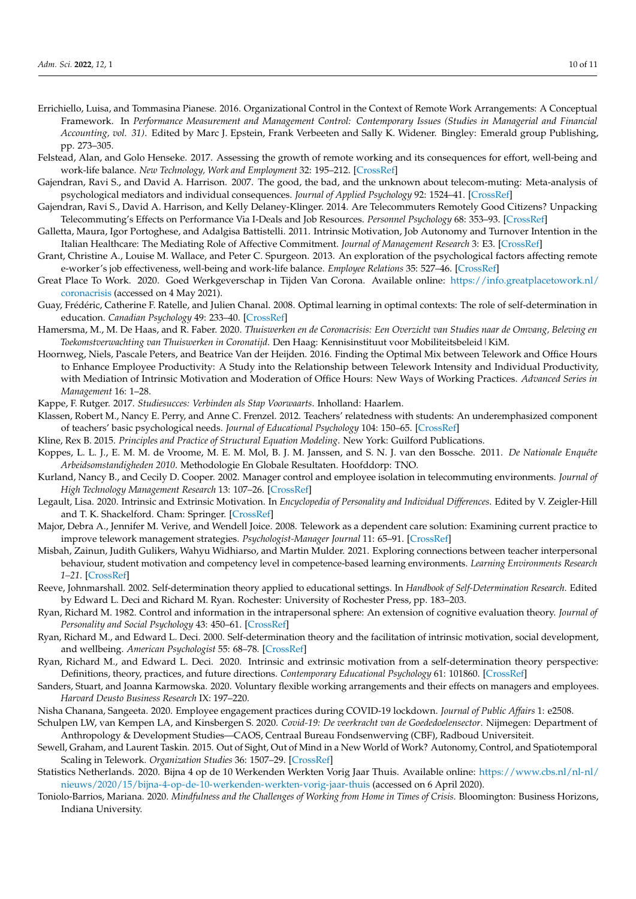Errichiello, Luisa, and Tommasina Pianese. 2016. Organizational Control in the Context of Remote Work Arrangements: A Conceptual Framework. In *Performance Measurement and Management Control: Contemporary Issues (Studies in Managerial and Financial Accounting, vol. 31)*. Edited by Marc J. Epstein, Frank Verbeeten and Sally K. Widener. Bingley: Emerald group Publishing, pp. 273–305.

Felstead, Alan, and Golo Henseke. 2017. Assessing the growth of remote working and its consequences for effort, well-being and work-life balance. *New Technology, Work and Employment* 32: 195–212. [CrossRef]

Gajendran, Ravi S., and David A. Harrison. 2007. The good, the bad, and the unknown about telecom-muting: Meta-analysis of psychological mediators and individual consequences. *Journal of Applied Psychology* 92: 1524–41. [CrossRef]

Gajendran, Ravi S., David A. Harrison, and Kelly Delaney-Klinger. 2014. Are Telecommuters Remotely Good Citizens? Unpacking Telecommuting's Effects on Performance Via I-Deals and Job Resources. *Personnel Psychology* 68: 353–93. [CrossRef]

Galletta, Maura, Igor Portoghese, and Adalgisa Battistelli. 2011. Intrinsic Motivation, Job Autonomy and Turnover Intention in the Italian Healthcare: The Mediating Role of Affective Commitment. *Journal of Management Research* 3: E3. [CrossRef]

Grant, Christine A., Louise M. Wallace, and Peter C. Spurgeon. 2013. An exploration of the psychological factors affecting remote e-worker's job effectiveness, well-being and work-life balance. *Employee Relations* 35: 527–46. [CrossRef]

Great Place To Work. 2020. Goed Werkgeverschap in Tijden Van Corona. Available online: https://info.greatplacetowork.nl/coronacrisis (accessed on 4 May 2021).

Guay, Frédéric, Catherine F. Ratelle, and Julien Chanal. 2008. Optimal learning in optimal contexts: The role of self-determination in education. *Canadian Psychology* 49: 233–40. [CrossRef]

Hamersma, M., M. De Haas, and R. Faber. 2020. *Thuiswerken en de Coronacrisis: Een Overzicht van Studies naar de Omvang, Beleving en Toekomstverwachting van Thuiswerken in Coronatijd*. Den Haag: Kennisinstituut voor Mobiliteitsbeleid | KiM.

Hoornweg, Niels, Pascale Peters, and Beatrice Van der Heijden. 2016. Finding the Optimal Mix between Telework and Office Hours to Enhance Employee Productivity: A Study into the Relationship between Telework Intensity and Individual Productivity, with Mediation of Intrinsic Motivation and Moderation of Office Hours: New Ways of Working Practices. *Advanced Series in Management* 16: 1–28.

Kappe, F. Rutger. 2017. *Studiesucces: Verbinden als Stap Voorwaarts*. Inholland: Haarlem.

Klassen, Robert M., Nancy E. Perry, and Anne C. Frenzel. 2012. Teachers' relatedness with students: An underemphasized component of teachers' basic psychological needs. *Journal of Educational Psychology* 104: 150–65. [CrossRef]

Kline, Rex B. 2015. *Principles and Practice of Structural Equation Modeling*. New York: Guilford Publications.

Koppes, L. L. J., E. M. M. de Vroome, M. E. M. Mol, B. J. M. Janssen, and S. N. J. van den Bossche. 2011. *De Nationale Enquête Arbeidsomstandigheden 2010*. Methodologie En Globale Resultaten. Hoofddorp: TNO.

Kurland, Nancy B., and Cecily D. Cooper. 2002. Manager control and employee isolation in telecommuting environments. *Journal of High Technology Management Research* 13: 107–26. [CrossRef]

Legault, Lisa. 2020. Intrinsic and Extrinsic Motivation. In *Encyclopedia of Personality and Individual Differences*. Edited by V. Zeigler-Hill and T. K. Shackelford. Cham: Springer. [CrossRef]

Major, Debra A., Jennifer M. Verive, and Wendell Joice. 2008. Telework as a dependent care solution: Examining current practice to improve telework management strategies. *Psychologist-Manager Journal* 11: 65–91. [CrossRef]

Misbah, Zainun, Judith Gulikers, Wahyu Widhiarso, and Martin Mulder. 2021. Exploring connections between teacher interpersonal behaviour, student motivation and competency level in competence-based learning environments. *Learning Environments Research 1–21*. [CrossRef]

Reeve, Johnmarshall. 2002. Self-determination theory applied to educational settings. In *Handbook of Self-Determination Research*. Edited by Edward L. Deci and Richard M. Ryan. Rochester: University of Rochester Press, pp. 183–203.

Ryan, Richard M. 1982. Control and information in the intrapersonal sphere: An extension of cognitive evaluation theory. *Journal of Personality and Social Psychology* 43: 450–61. [CrossRef]

Ryan, Richard M., and Edward L. Deci. 2000. Self-determination theory and the facilitation of intrinsic motivation, social development, and wellbeing. *American Psychologist* 55: 68–78. [CrossRef]

Ryan, Richard M., and Edward L. Deci. 2020. Intrinsic and extrinsic motivation from a self-determination theory perspective: Definitions, theory, practices, and future directions. *Contemporary Educational Psychology* 61: 101860. [CrossRef]

Sanders, Stuart, and Joanna Karmowska. 2020. Voluntary flexible working arrangements and their effects on managers and employees. *Harvard Deusto Business Research* IX: 197–220.

Nisha Chanana, Sangeeta. 2020. Employee engagement practices during COVID-19 lockdown. *Journal of Public Affairs* 1: e2508.

Schulpen LW, van Kempen LA, and Kinsbergen S. 2020. *Covid-19: De veerkracht van de Goededoelensector*. Nijmegen: Department of Anthropology & Development Studies—CAOS, Centraal Bureau Fondsenwerving (CBF), Radboud Universiteit.

Sewell, Graham, and Laurent Taskin. 2015. Out of Sight, Out of Mind in a New World of Work? Autonomy, Control, and Spatiotemporal Scaling in Telework. *Organization Studies* 36: 1507–29. [CrossRef]

Statistics Netherlands. 2020. Bijna 4 op de 10 Werkenden Werkten Vorig Jaar Thuis. Available online: https://www.cbs.nl/nl-nl/nieuws/2020/15/bijna-4-op-de-10-werkenden-werkten-vorig-jaar-thuis (accessed on 6 April 2020).

Toniolo-Barrios, Mariana. 2020. *Mindfulness and the Challenges of Working from Home in Times of Crisis*. Bloomington: Business Horizons, Indiana University.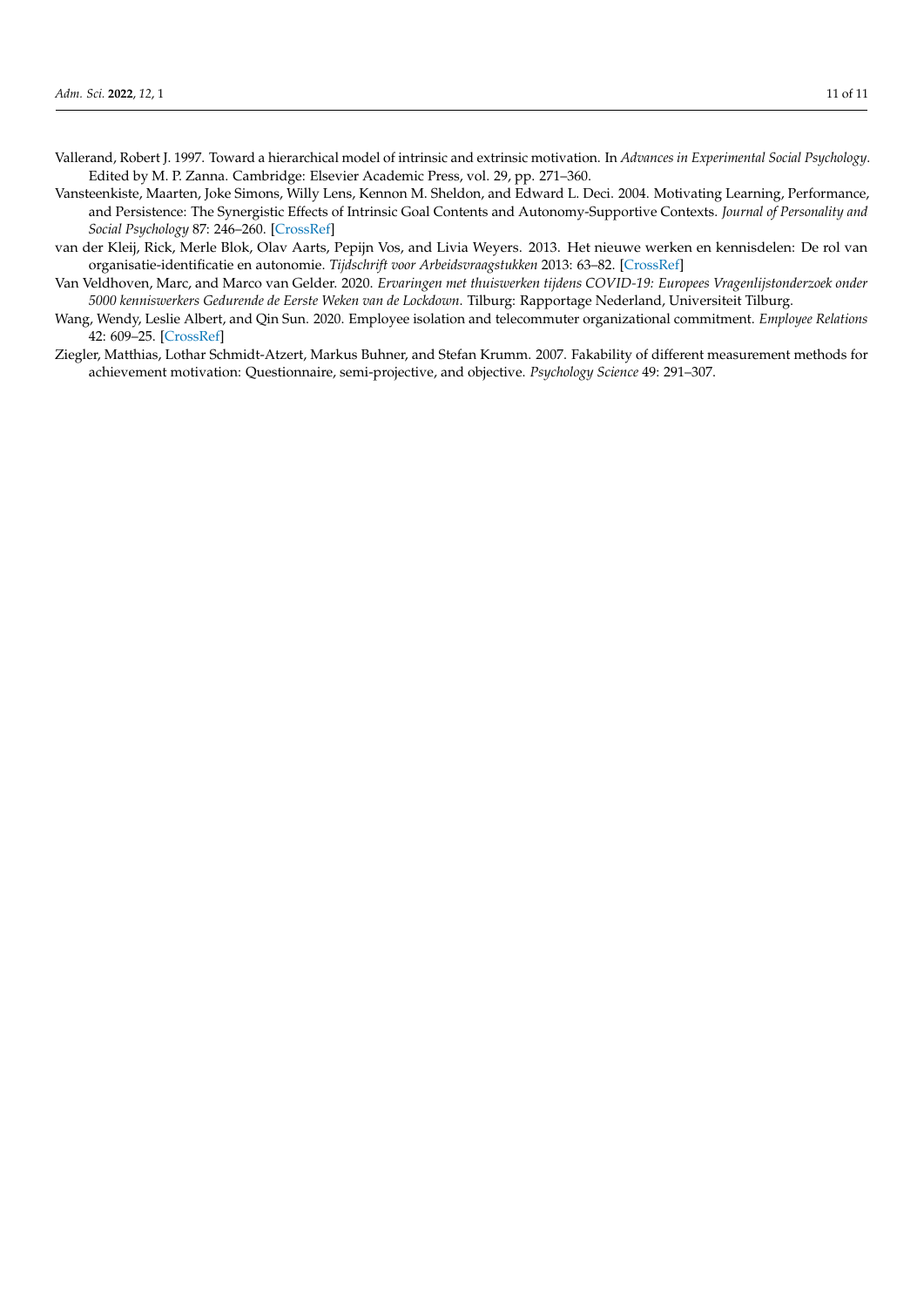Vallerand, Robert J. 1997. Toward a hierarchical model of intrinsic and extrinsic motivation. In *Advances in Experimental Social Psychology*. Edited by M. P. Zanna. Cambridge: Elsevier Academic Press, vol. 29, pp. 271–360.

Vansteenkiste, Maarten, Joke Simons, Willy Lens, Kennon M. Sheldon, and Edward L. Deci. 2004. Motivating Learning, Performance, and Persistence: The Synergistic Effects of Intrinsic Goal Contents and Autonomy-Supportive Contexts. *Journal of Personality and Social Psychology* 87: 246–260. [CrossRef]

van der Kleij, Rick, Merle Blok, Olav Aarts, Pepijn Vos, and Livia Weyers. 2013. Het nieuwe werken en kennisdelen: De rol van organisatie-identificatie en autonomie. *Tijdschrift voor Arbeidsvraagstukken* 2013: 63–82. [CrossRef]

Van Veldhoven, Marc, and Marco van Gelder. 2020. *Ervaringen met thuiswerken tijdens COVID-19: Europees Vragenlijstonderzoek onder 5000 kenniswerkers Gedurende de Eerste Weken van de Lockdown*. Tilburg: Rapportage Nederland, Universiteit Tilburg.

Wang, Wendy, Leslie Albert, and Qin Sun. 2020. Employee isolation and telecommuter organizational commitment. *Employee Relations* 42: 609–25. [CrossRef]

Ziegler, Matthias, Lothar Schmidt-Atzert, Markus Buhner, and Stefan Krumm. 2007. Fakability of different measurement methods for achievement motivation: Questionnaire, semi-projective, and objective. *Psychology Science* 49: 291–307.